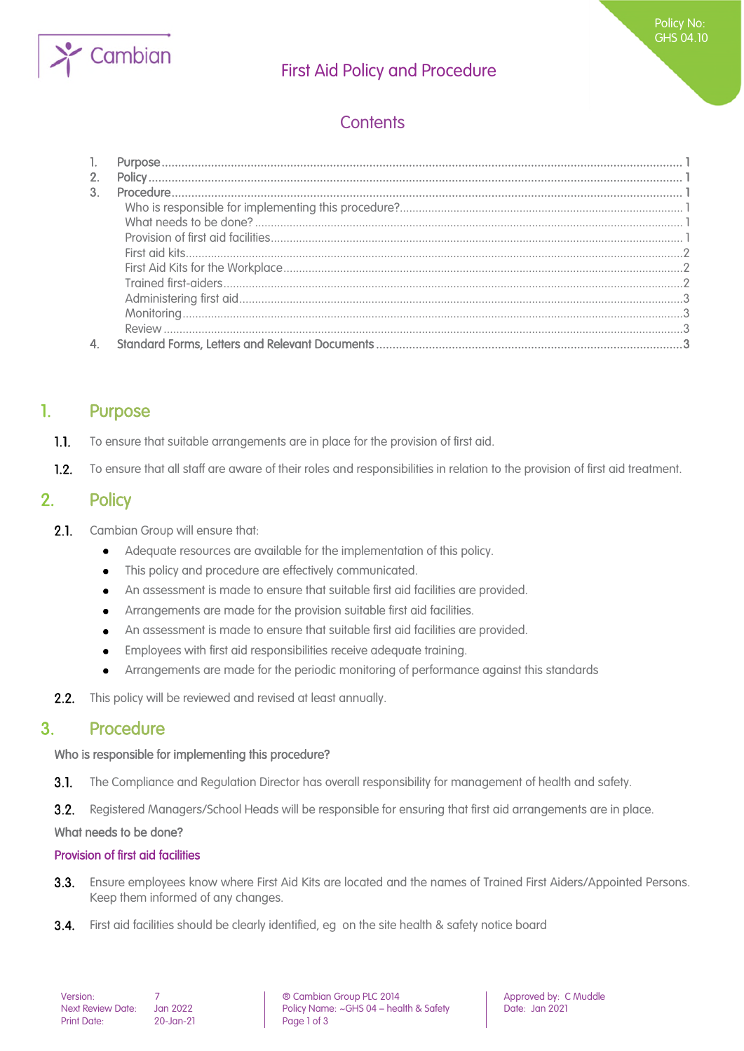# First Aid Policy and Procedure

Policy No: GHS 04.10

## Contents

1. Purpose ........ 1
2. Policy ........ 1
3. Procedure ........ 1
   - Who is responsible for implementing this procedure? ........ 1
   - What needs to be done? ........ 1
   - Provision of first aid facilities ........ 1
   - First aid kits ........ 2
   - First Aid Kits for the Workplace ........ 2
   - Trained first-aiders ........ 2
   - Administering first aid ........ 3
   - Monitoring ........ 3
   - Review ........ 3
4. Standard Forms, Letters and Relevant Documents ........ 3

## 1. Purpose

**1.1.** To ensure that suitable arrangements are in place for the provision of first aid.

**1.2.** To ensure that all staff are aware of their roles and responsibilities in relation to the provision of first aid treatment.

## 2. Policy

**2.1.** Cambian Group will ensure that:

- Adequate resources are available for the implementation of this policy.
- This policy and procedure are effectively communicated.
- An assessment is made to ensure that suitable first aid facilities are provided.
- Arrangements are made for the provision suitable first aid facilities.
- An assessment is made to ensure that suitable first aid facilities are provided.
- Employees with first aid responsibilities receive adequate training.
- Arrangements are made for the periodic monitoring of performance against this standards

**2.2.** This policy will be reviewed and revised at least annually.

## 3. Procedure

**Who is responsible for implementing this procedure?**

**3.1.** The Compliance and Regulation Director has overall responsibility for management of health and safety.

**3.2.** Registered Managers/School Heads will be responsible for ensuring that first aid arrangements are in place.

**What needs to be done?**

### Provision of first aid facilities

**3.3.** Ensure employees know where First Aid Kits are located and the names of Trained First Aiders/Appointed Persons. Keep them informed of any changes.

**3.4.** First aid facilities should be clearly identified, eg on the site health & safety notice board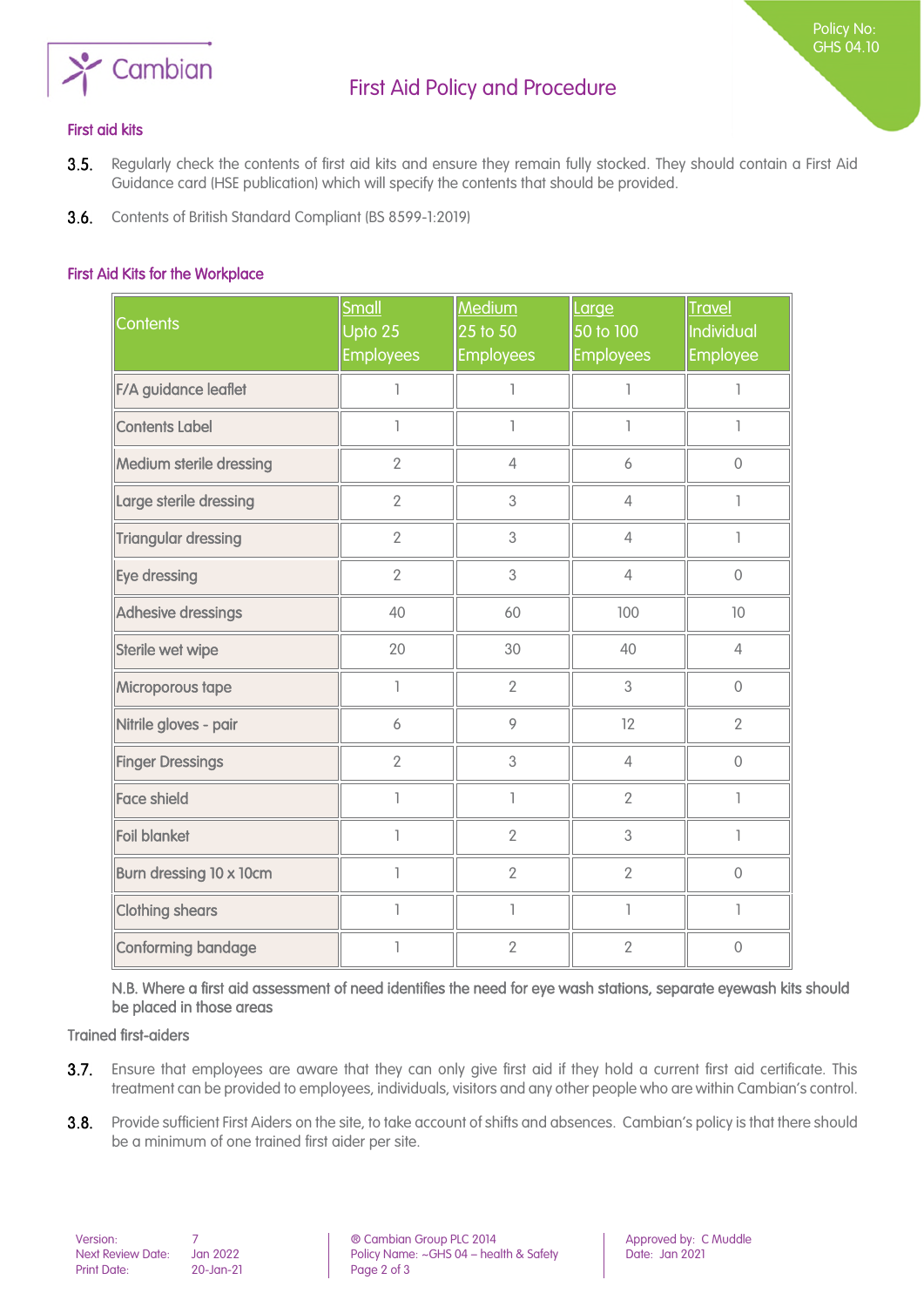### First aid kits

3.5. Regularly check the contents of first aid kits and ensure they remain fully stocked. They should contain a First Aid Guidance card (HSE publication) which will specify the contents that should be provided.

3.6. Contents of British Standard Compliant (BS 8599-1:2019)

### First Aid Kits for the Workplace

| Contents | Small Upto 25 Employees | Medium 25 to 50 Employees | Large 50 to 100 Employees | Travel Individual Employee |
|---|---|---|---|---|
| F/A guidance leaflet | 1 | 1 | 1 | 1 |
| Contents Label | 1 | 1 | 1 | 1 |
| Medium sterile dressing | 2 | 4 | 6 | 0 |
| Large sterile dressing | 2 | 3 | 4 | 1 |
| Triangular dressing | 2 | 3 | 4 | 1 |
| Eye dressing | 2 | 3 | 4 | 0 |
| Adhesive dressings | 40 | 60 | 100 | 10 |
| Sterile wet wipe | 20 | 30 | 40 | 4 |
| Microporous tape | 1 | 2 | 3 | 0 |
| Nitrile gloves - pair | 6 | 9 | 12 | 2 |
| Finger Dressings | 2 | 3 | 4 | 0 |
| Face shield | 1 | 1 | 2 | 1 |
| Foil blanket | 1 | 2 | 3 | 1 |
| Burn dressing 10 x 10cm | 1 | 2 | 2 | 0 |
| Clothing shears | 1 | 1 | 1 | 1 |
| Conforming bandage | 1 | 2 | 2 | 0 |

N.B. Where a first aid assessment of need identifies the need for eye wash stations, separate eyewash kits should be placed in those areas

Trained first-aiders

3.7. Ensure that employees are aware that they can only give first aid if they hold a current first aid certificate. This treatment can be provided to employees, individuals, visitors and any other people who are within Cambian's control.

3.8. Provide sufficient First Aiders on the site, to take account of shifts and absences. Cambian's policy is that there should be a minimum of one trained first aider per site.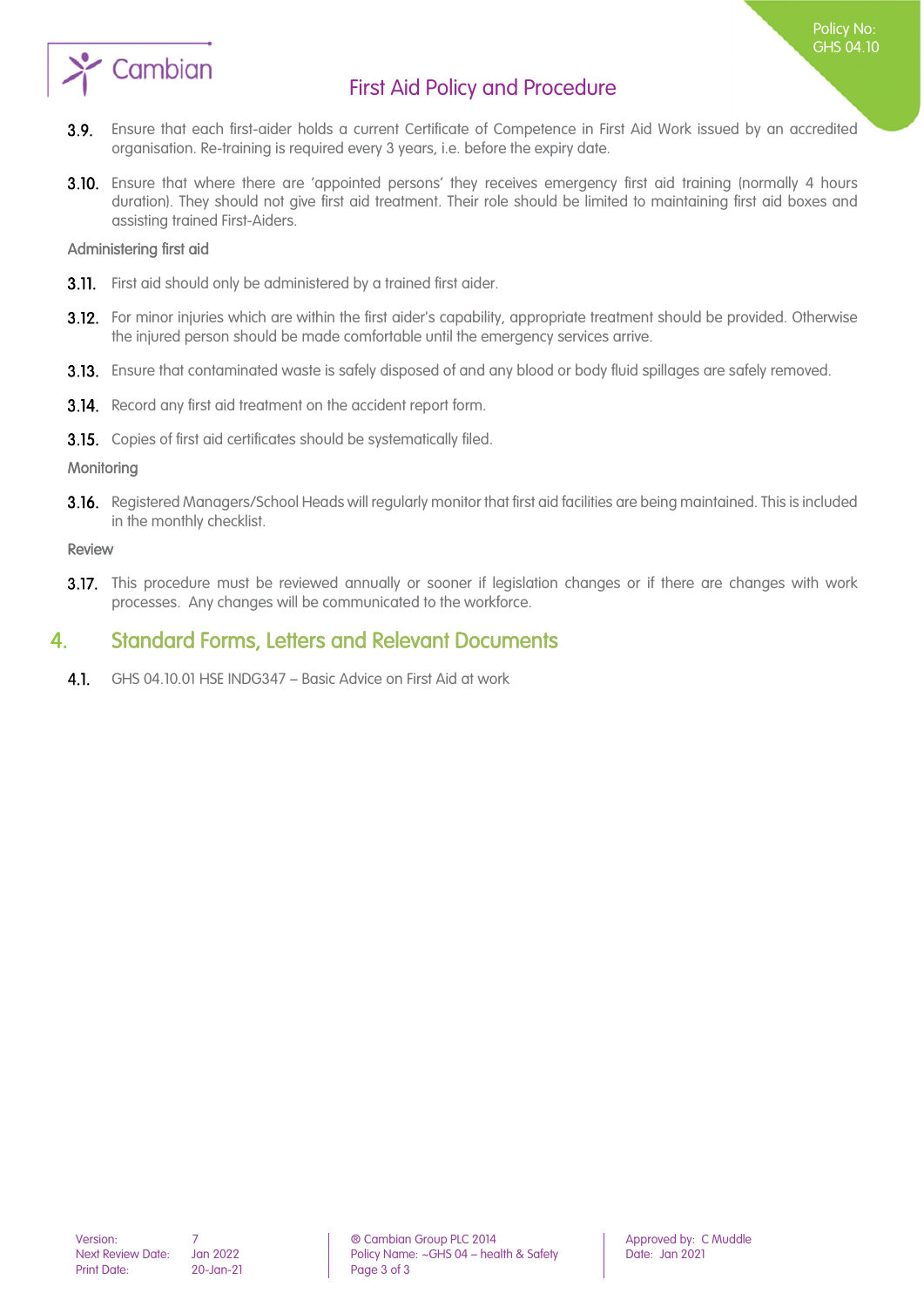3.9. Ensure that each first-aider holds a current Certificate of Competence in First Aid Work issued by an accredited organisation. Re-training is required every 3 years, i.e. before the expiry date.

3.10. Ensure that where there are 'appointed persons' they receives emergency first aid training (normally 4 hours duration). They should not give first aid treatment. Their role should be limited to maintaining first aid boxes and assisting trained First-Aiders.

Administering first aid

3.11. First aid should only be administered by a trained first aider.

3.12. For minor injuries which are within the first aider's capability, appropriate treatment should be provided. Otherwise the injured person should be made comfortable until the emergency services arrive.

3.13. Ensure that contaminated waste is safely disposed of and any blood or body fluid spillages are safely removed.

3.14. Record any first aid treatment on the accident report form.

3.15. Copies of first aid certificates should be systematically filed.

Monitoring

3.16. Registered Managers/School Heads will regularly monitor that first aid facilities are being maintained. This is included in the monthly checklist.

Review

3.17. This procedure must be reviewed annually or sooner if legislation changes or if there are changes with work processes. Any changes will be communicated to the workforce.

## 4. Standard Forms, Letters and Relevant Documents

4.1. GHS 04.10.01 HSE INDG347 – Basic Advice on First Aid at work